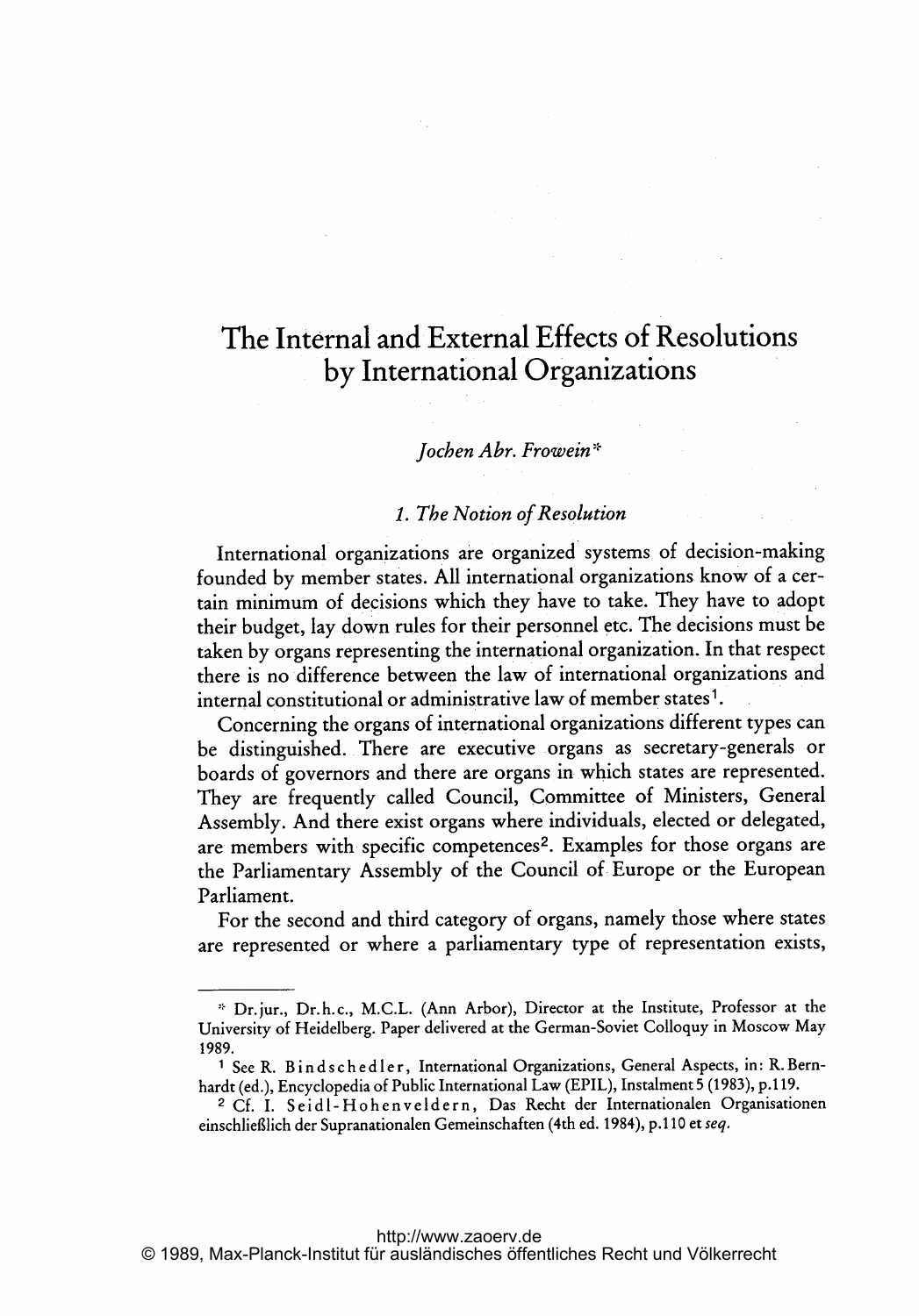# The Internal and External Effects of Resolutions by International Organizations

*Jochen Abr. Frowein*[*]

## 1. The Notion of Resolution

International organizations are organized systems of decision-making founded by member states. All international organizations know of a certain minimum of decisions which they have to take. They have to adopt their budget, lay down rules for their personnel etc. The decisions must be taken by organs representing the international organization. In that respect there is no difference between the law of international organizations and internal constitutional or administrative law of member states[1].

Concerning the organs of international organizations different types can be distinguished. There are executive organs as secretary-generals or boards of governors and there are organs in which states are represented. They are frequently called Council, Committee of Ministers, General Assembly. And there exist organs where individuals, elected or delegated, are members with specific competences[2]. Examples for those organs are the Parliamentary Assembly of the Council of Europe or the European Parliament.

For the second and third category of organs, namely those where states are represented or where a parliamentary type of representation exists,

---

[*] Dr. jur., Dr. h. c., M.C.L. (Ann Arbor), Director at the Institute, Professor at the University of Heidelberg. Paper delivered at the German-Soviet Colloquy in Moscow May 1989.

[1] See R. Bindschedler, International Organizations, General Aspects, in: R. Bernhardt (ed.), Encyclopedia of Public International Law (EPIL), Instalment 5 (1983), p.119.

[2] Cf. I. Seidl-Hohenveldern, Das Recht der Internationalen Organisationen einschließlich der Supranationalen Gemeinschaften (4th ed. 1984), p.110 *et seq.*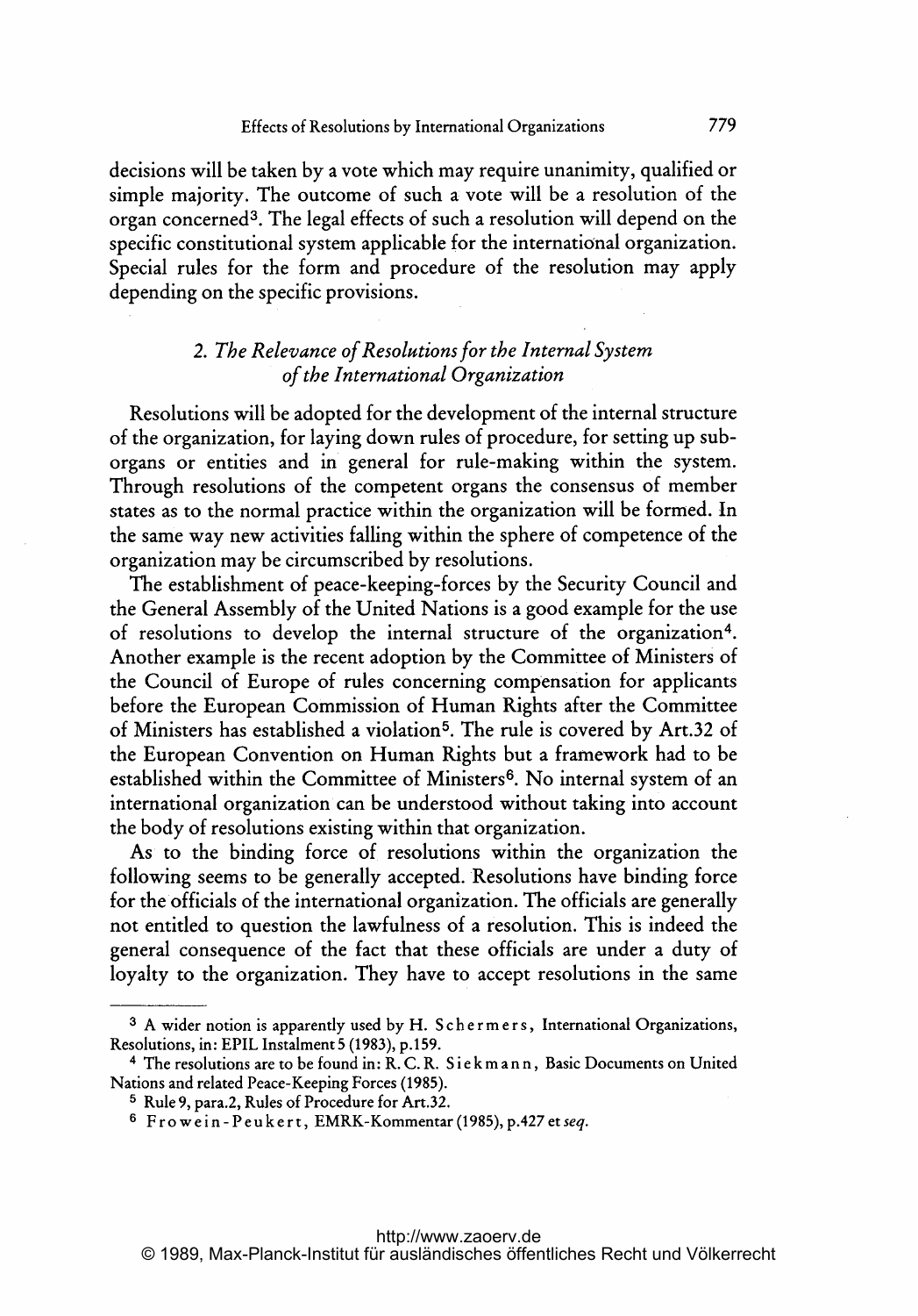decisions will be taken by a vote which may require unanimity, qualified or simple majority. The outcome of such a vote will be a resolution of the organ concerned[3]. The legal effects of such a resolution will depend on the specific constitutional system applicable for the international organization. Special rules for the form and procedure of the resolution may apply depending on the specific provisions.

## *2. The Relevance of Resolutions for the Internal System of the International Organization*

Resolutions will be adopted for the development of the internal structure of the organization, for laying down rules of procedure, for setting up sub-organs or entities and in general for rule-making within the system. Through resolutions of the competent organs the consensus of member states as to the normal practice within the organization will be formed. In the same way new activities falling within the sphere of competence of the organization may be circumscribed by resolutions.

The establishment of peace-keeping-forces by the Security Council and the General Assembly of the United Nations is a good example for the use of resolutions to develop the internal structure of the organization[4]. Another example is the recent adoption by the Committee of Ministers of the Council of Europe of rules concerning compensation for applicants before the European Commission of Human Rights after the Committee of Ministers has established a violation[5]. The rule is covered by Art.32 of the European Convention on Human Rights but a framework had to be established within the Committee of Ministers[6]. No internal system of an international organization can be understood without taking into account the body of resolutions existing within that organization.

As to the binding force of resolutions within the organization the following seems to be generally accepted. Resolutions have binding force for the officials of the international organization. The officials are generally not entitled to question the lawfulness of a resolution. This is indeed the general consequence of the fact that these officials are under a duty of loyalty to the organization. They have to accept resolutions in the same

---

[3] A wider notion is apparently used by H. Schermers, International Organizations, Resolutions, in: EPIL Instalment 5 (1983), p.159.

[4] The resolutions are to be found in: R. C. R. Siekmann, Basic Documents on United Nations and related Peace-Keeping Forces (1985).

[5] Rule 9, para.2, Rules of Procedure for Art.32.

[6] Frowein-Peukert, EMRK-Kommentar (1985), p.427 *et seq.*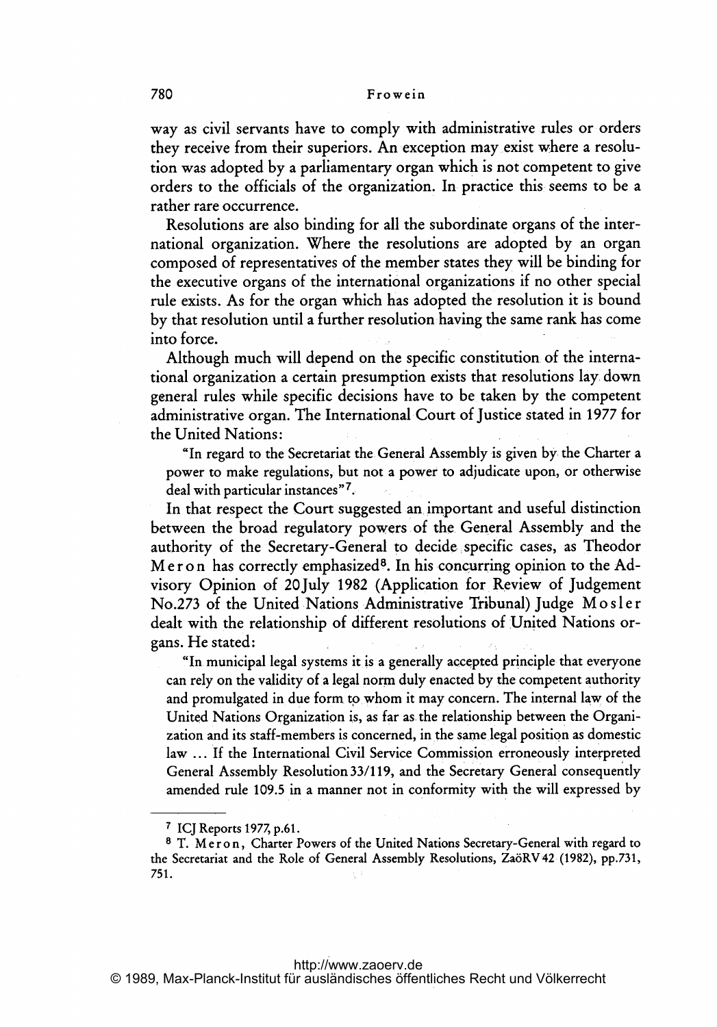way as civil servants have to comply with administrative rules or orders they receive from their superiors. An exception may exist where a resolution was adopted by a parliamentary organ which is not competent to give orders to the officials of the organization. In practice this seems to be a rather rare occurrence.

Resolutions are also binding for all the subordinate organs of the international organization. Where the resolutions are adopted by an organ composed of representatives of the member states they will be binding for the executive organs of the international organizations if no other special rule exists. As for the organ which has adopted the resolution it is bound by that resolution until a further resolution having the same rank has come into force.

Although much will depend on the specific constitution of the international organization a certain presumption exists that resolutions lay down general rules while specific decisions have to be taken by the competent administrative organ. The International Court of Justice stated in 1977 for the United Nations:

> "In regard to the Secretariat the General Assembly is given by the Charter a power to make regulations, but not a power to adjudicate upon, or otherwise deal with particular instances"[7].

In that respect the Court suggested an important and useful distinction between the broad regulatory powers of the General Assembly and the authority of the Secretary-General to decide specific cases, as Theodor Meron has correctly emphasized[8]. In his concurring opinion to the Advisory Opinion of 20 July 1982 (Application for Review of Judgement No. 273 of the United Nations Administrative Tribunal) Judge Mosler dealt with the relationship of different resolutions of United Nations organs. He stated:

> "In municipal legal systems it is a generally accepted principle that everyone can rely on the validity of a legal norm duly enacted by the competent authority and promulgated in due form to whom it may concern. The internal law of the United Nations Organization is, as far as the relationship between the Organization and its staff-members is concerned, in the same legal position as domestic law ... If the International Civil Service Commission erroneously interpreted General Assembly Resolution 33/119, and the Secretary General consequently amended rule 109.5 in a manner not in conformity with the will expressed by

---

[7] ICJ Reports 1977, p. 61.

[8] T. Meron, Charter Powers of the United Nations Secretary-General with regard to the Secretariat and the Role of General Assembly Resolutions, ZaöRV 42 (1982), pp. 731, 751.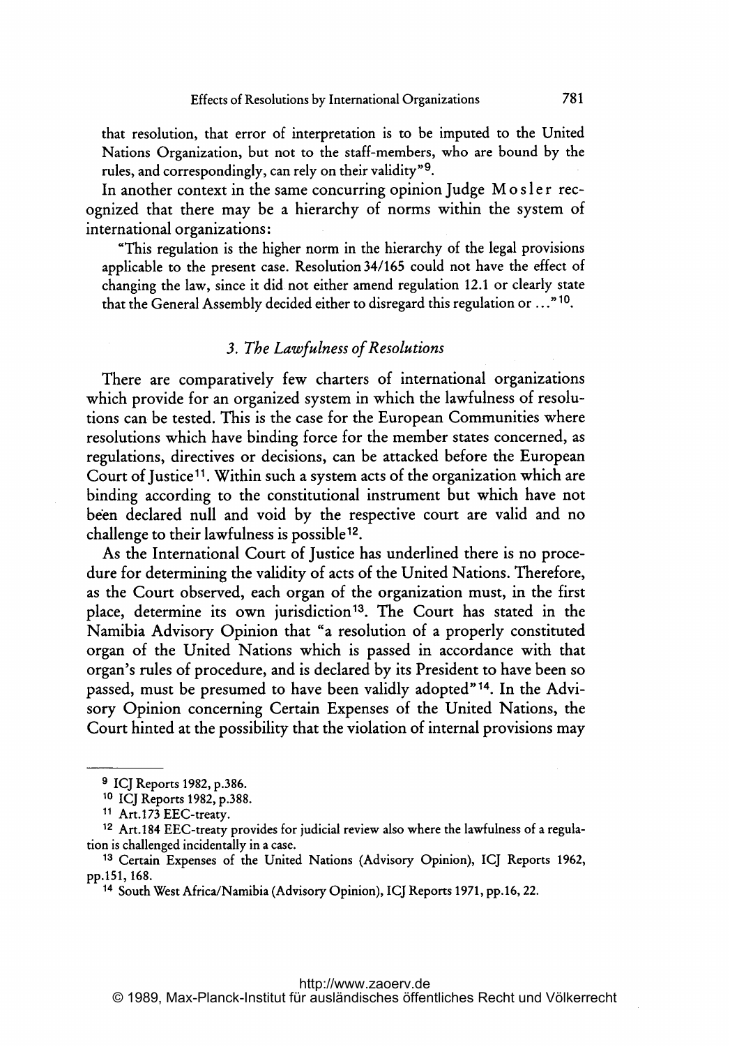that resolution, that error of interpretation is to be imputed to the United Nations Organization, but not to the staff-members, who are bound by the rules, and correspondingly, can rely on their validity"[9].

In another context in the same concurring opinion Judge Mosler recognized that there may be a hierarchy of norms within the system of international organizations:

"This regulation is the higher norm in the hierarchy of the legal provisions applicable to the present case. Resolution 34/165 could not have the effect of changing the law, since it did not either amend regulation 12.1 or clearly state that the General Assembly decided either to disregard this regulation or ..."[10].

### 3. *The Lawfulness of Resolutions*

There are comparatively few charters of international organizations which provide for an organized system in which the lawfulness of resolutions can be tested. This is the case for the European Communities where resolutions which have binding force for the member states concerned, as regulations, directives or decisions, can be attacked before the European Court of Justice[11]. Within such a system acts of the organization which are binding according to the constitutional instrument but which have not been declared null and void by the respective court are valid and no challenge to their lawfulness is possible[12].

As the International Court of Justice has underlined there is no procedure for determining the validity of acts of the United Nations. Therefore, as the Court observed, each organ of the organization must, in the first place, determine its own jurisdiction[13]. The Court has stated in the Namibia Advisory Opinion that "a resolution of a properly constituted organ of the United Nations which is passed in accordance with that organ's rules of procedure, and is declared by its President to have been so passed, must be presumed to have been validly adopted"[14]. In the Advisory Opinion concerning Certain Expenses of the United Nations, the Court hinted at the possibility that the violation of internal provisions may

---

[9] ICJ Reports 1982, p.386.

[10] ICJ Reports 1982, p.388.

[11] Art.173 EEC-treaty.

[12] Art.184 EEC-treaty provides for judicial review also where the lawfulness of a regulation is challenged incidentally in a case.

[13] Certain Expenses of the United Nations (Advisory Opinion), ICJ Reports 1962, pp.151, 168.

[14] South West Africa/Namibia (Advisory Opinion), ICJ Reports 1971, pp.16, 22.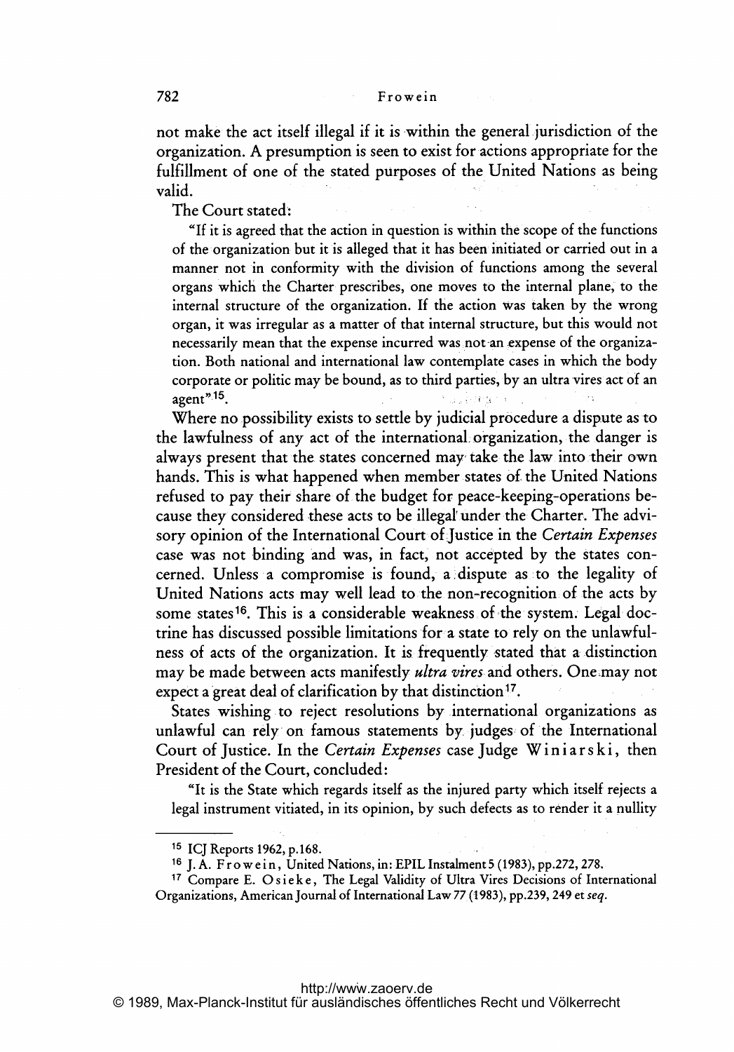not make the act itself illegal if it is within the general jurisdiction of the organization. A presumption is seen to exist for actions appropriate for the fulfillment of one of the stated purposes of the United Nations as being valid.

The Court stated:

> "If it is agreed that the action in question is within the scope of the functions of the organization but it is alleged that it has been initiated or carried out in a manner not in conformity with the division of functions among the several organs which the Charter prescribes, one moves to the internal plane, to the internal structure of the organization. If the action was taken by the wrong organ, it was irregular as a matter of that internal structure, but this would not necessarily mean that the expense incurred was not an expense of the organization. Both national and international law contemplate cases in which the body corporate or politic may be bound, as to third parties, by an ultra vires act of an agent"[15].

Where no possibility exists to settle by judicial procedure a dispute as to the lawfulness of any act of the international organization, the danger is always present that the states concerned may take the law into their own hands. This is what happened when member states of the United Nations refused to pay their share of the budget for peace-keeping-operations because they considered these acts to be illegal under the Charter. The advisory opinion of the International Court of Justice in the *Certain Expenses* case was not binding and was, in fact, not accepted by the states concerned. Unless a compromise is found, a dispute as to the legality of United Nations acts may well lead to the non-recognition of the acts by some states[16]. This is a considerable weakness of the system. Legal doctrine has discussed possible limitations for a state to rely on the unlawfulness of acts of the organization. It is frequently stated that a distinction may be made between acts manifestly *ultra vires* and others. One may not expect a great deal of clarification by that distinction[17].

States wishing to reject resolutions by international organizations as unlawful can rely on famous statements by judges of the International Court of Justice. In the *Certain Expenses* case Judge Winiarski, then President of the Court, concluded:

> "It is the State which regards itself as the injured party which itself rejects a legal instrument vitiated, in its opinion, by such defects as to render it a nullity

---

[15] ICJ Reports 1962, p.168.

[16] J.A. Frowein, United Nations, in: EPIL Instalment 5 (1983), pp.272, 278.

[17] Compare E. Osieke, The Legal Validity of Ultra Vires Decisions of International Organizations, American Journal of International Law 77 (1983), pp.239, 249 *et seq*.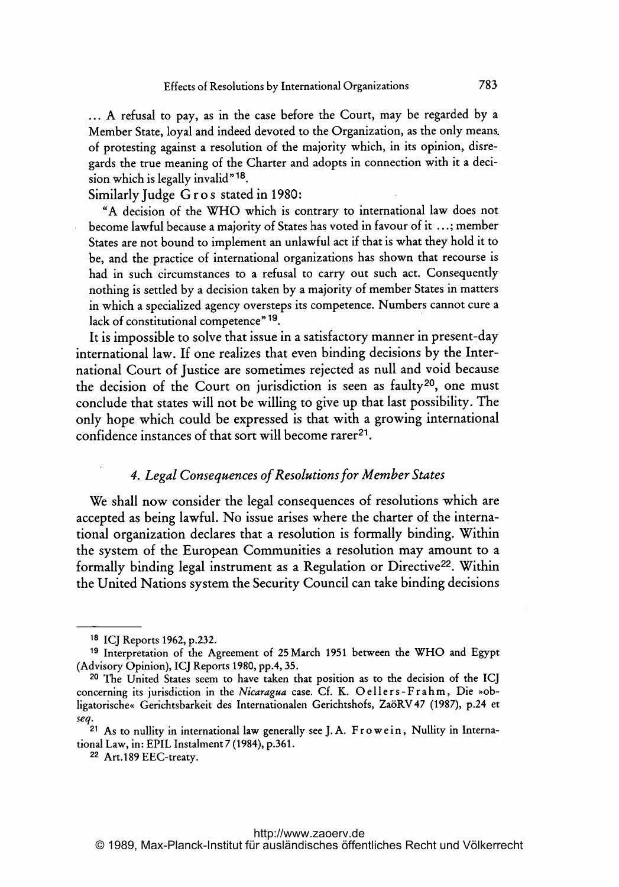... A refusal to pay, as in the case before the Court, may be regarded by a Member State, loyal and indeed devoted to the Organization, as the only means of protesting against a resolution of the majority which, in its opinion, disregards the true meaning of the Charter and adopts in connection with it a decision which is legally invalid"[18].

Similarly Judge Gros stated in 1980:

> "A decision of the WHO which is contrary to international law does not become lawful because a majority of States has voted in favour of it ...; member States are not bound to implement an unlawful act if that is what they hold it to be, and the practice of international organizations has shown that recourse is had in such circumstances to a refusal to carry out such act. Consequently nothing is settled by a decision taken by a majority of member States in matters in which a specialized agency oversteps its competence. Numbers cannot cure a lack of constitutional competence"[19].

It is impossible to solve that issue in a satisfactory manner in present-day international law. If one realizes that even binding decisions by the International Court of Justice are sometimes rejected as null and void because the decision of the Court on jurisdiction is seen as faulty[20], one must conclude that states will not be willing to give up that last possibility. The only hope which could be expressed is that with a growing international confidence instances of that sort will become rarer[21].

### 4. *Legal Consequences of Resolutions for Member States*

We shall now consider the legal consequences of resolutions which are accepted as being lawful. No issue arises where the charter of the international organization declares that a resolution is formally binding. Within the system of the European Communities a resolution may amount to a formally binding legal instrument as a Regulation or Directive[22]. Within the United Nations system the Security Council can take binding decisions

---

[18] ICJ Reports 1962, p.232.

[19] Interpretation of the Agreement of 25 March 1951 between the WHO and Egypt (Advisory Opinion), ICJ Reports 1980, pp.4, 35.

[20] The United States seem to have taken that position as to the decision of the ICJ concerning its jurisdiction in the *Nicaragua* case. Cf. K. Oellers-Frahm, Die »obligatorische« Gerichtsbarkeit des Internationalen Gerichtshofs, ZaöRV 47 (1987), p.24 et *seq.*

[21] As to nullity in international law generally see J.A. Frowein, Nullity in International Law, in: EPIL Instalment 7 (1984), p.361.

[22] Art.189 EEC-treaty.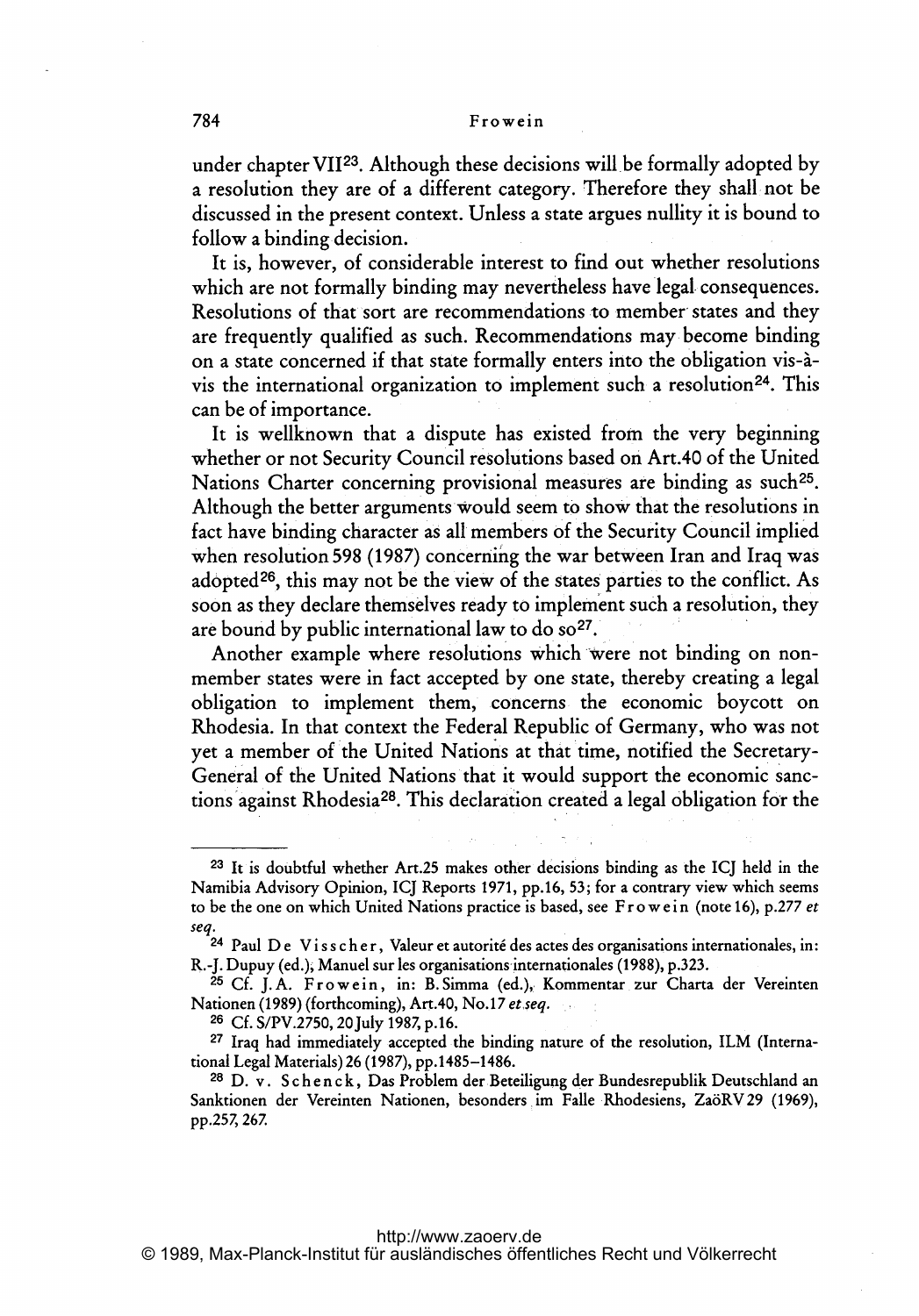under chapter VII[23]. Although these decisions will be formally adopted by a resolution they are of a different category. Therefore they shall not be discussed in the present context. Unless a state argues nullity it is bound to follow a binding decision.

It is, however, of considerable interest to find out whether resolutions which are not formally binding may nevertheless have legal consequences. Resolutions of that sort are recommendations to member states and they are frequently qualified as such. Recommendations may become binding on a state concerned if that state formally enters into the obligation vis-à-vis the international organization to implement such a resolution[24]. This can be of importance.

It is wellknown that a dispute has existed from the very beginning whether or not Security Council resolutions based on Art.40 of the United Nations Charter concerning provisional measures are binding as such[25]. Although the better arguments would seem to show that the resolutions in fact have binding character as all members of the Security Council implied when resolution 598 (1987) concerning the war between Iran and Iraq was adopted[26], this may not be the view of the states parties to the conflict. As soon as they declare themselves ready to implement such a resolution, they are bound by public international law to do so[27].

Another example where resolutions which were not binding on non-member states were in fact accepted by one state, thereby creating a legal obligation to implement them, concerns the economic boycott on Rhodesia. In that context the Federal Republic of Germany, who was not yet a member of the United Nations at that time, notified the Secretary-General of the United Nations that it would support the economic sanctions against Rhodesia[28]. This declaration created a legal obligation for the

---

[23] It is doubtful whether Art.25 makes other decisions binding as the ICJ held in the Namibia Advisory Opinion, ICJ Reports 1971, pp.16, 53; for a contrary view which seems to be the one on which United Nations practice is based, see Frowein (note 16), p.277 *et seq.*

[24] Paul De Visscher, Valeur et autorité des actes des organisations internationales, in: R.-J. Dupuy (ed.), Manuel sur les organisations internationales (1988), p.323.

[25] Cf. J.A. Frowein, in: B. Simma (ed.), Kommentar zur Charta der Vereinten Nationen (1989) (forthcoming), Art.40, No.17 *et seq.*

[26] Cf. S/PV.2750, 20 July 1987, p.16.

[27] Iraq had immediately accepted the binding nature of the resolution, ILM (International Legal Materials) 26 (1987), pp.1485–1486.

[28] D. v. Schenck, Das Problem der Beteiligung der Bundesrepublik Deutschland an Sanktionen der Vereinten Nationen, besonders im Falle Rhodesiens, ZaöRV 29 (1969), pp.257, 267.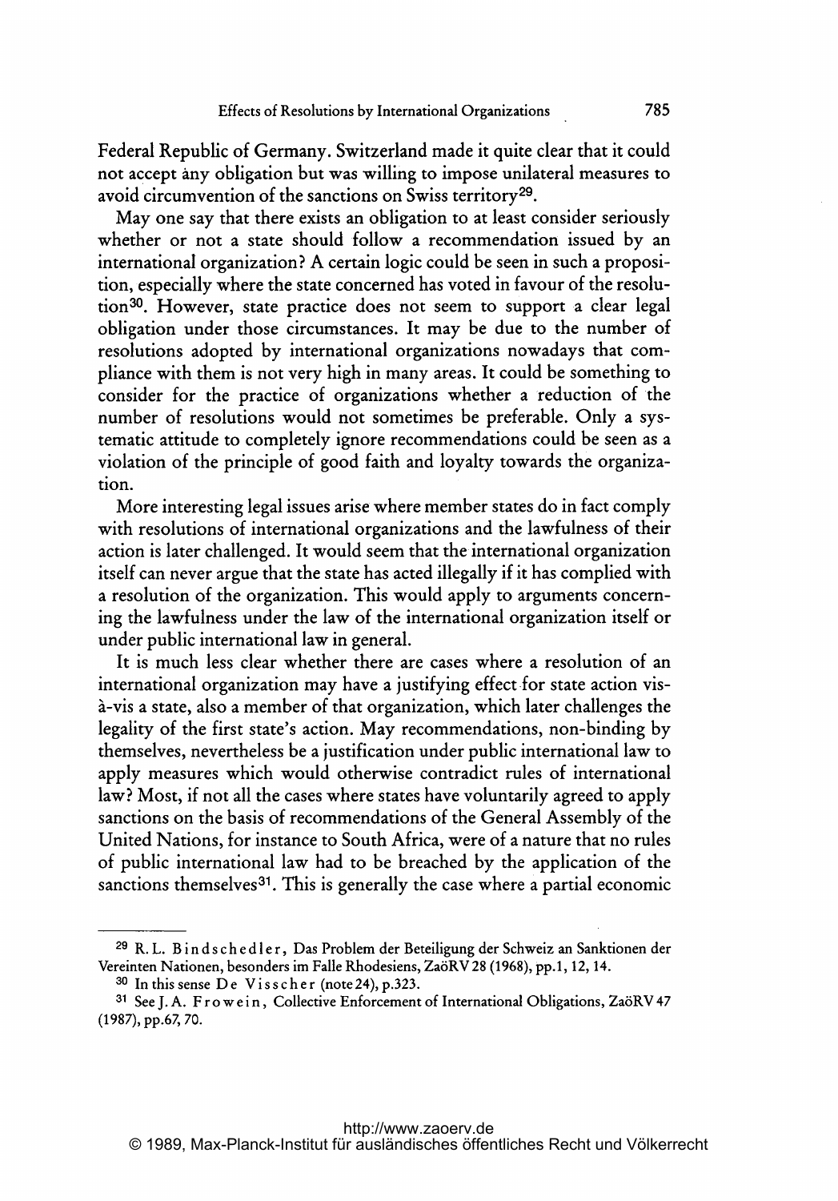Federal Republic of Germany. Switzerland made it quite clear that it could not accept any obligation but was willing to impose unilateral measures to avoid circumvention of the sanctions on Swiss territory[29].

May one say that there exists an obligation to at least consider seriously whether or not a state should follow a recommendation issued by an international organization? A certain logic could be seen in such a proposition, especially where the state concerned has voted in favour of the resolution[30]. However, state practice does not seem to support a clear legal obligation under those circumstances. It may be due to the number of resolutions adopted by international organizations nowadays that compliance with them is not very high in many areas. It could be something to consider for the practice of organizations whether a reduction of the number of resolutions would not sometimes be preferable. Only a systematic attitude to completely ignore recommendations could be seen as a violation of the principle of good faith and loyalty towards the organization.

More interesting legal issues arise where member states do in fact comply with resolutions of international organizations and the lawfulness of their action is later challenged. It would seem that the international organization itself can never argue that the state has acted illegally if it has complied with a resolution of the organization. This would apply to arguments concerning the lawfulness under the law of the international organization itself or under public international law in general.

It is much less clear whether there are cases where a resolution of an international organization may have a justifying effect for state action vis-à-vis a state, also a member of that organization, which later challenges the legality of the first state's action. May recommendations, non-binding by themselves, nevertheless be a justification under public international law to apply measures which would otherwise contradict rules of international law? Most, if not all the cases where states have voluntarily agreed to apply sanctions on the basis of recommendations of the General Assembly of the United Nations, for instance to South Africa, were of a nature that no rules of public international law had to be breached by the application of the sanctions themselves[31]. This is generally the case where a partial economic

---

[29] R. L. Bindschedler, Das Problem der Beteiligung der Schweiz an Sanktionen der Vereinten Nationen, besonders im Falle Rhodesiens, ZaöRV 28 (1968), pp. 1, 12, 14.

[30] In this sense De Visscher (note 24), p. 323.

[31] See J. A. Frowein, Collective Enforcement of International Obligations, ZaöRV 47 (1987), pp. 67, 70.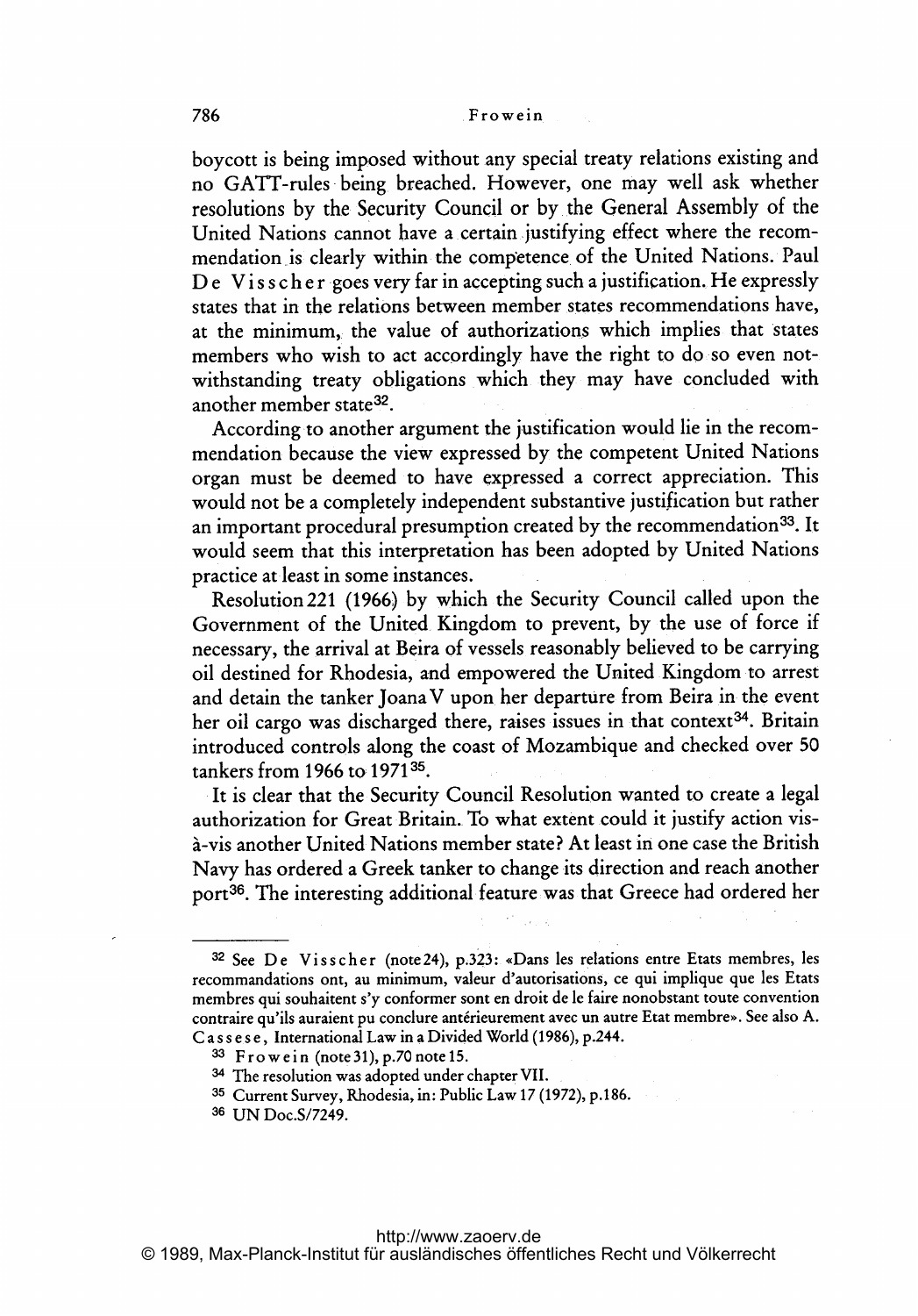boycott is being imposed without any special treaty relations existing and no GATT-rules being breached. However, one may well ask whether resolutions by the Security Council or by the General Assembly of the United Nations cannot have a certain justifying effect where the recommendation is clearly within the competence of the United Nations. Paul De Visscher goes very far in accepting such a justification. He expressly states that in the relations between member states recommendations have, at the minimum, the value of authorizations which implies that states members who wish to act accordingly have the right to do so even notwithstanding treaty obligations which they may have concluded with another member state[32].

According to another argument the justification would lie in the recommendation because the view expressed by the competent United Nations organ must be deemed to have expressed a correct appreciation. This would not be a completely independent substantive justification but rather an important procedural presumption created by the recommendation[33]. It would seem that this interpretation has been adopted by United Nations practice at least in some instances.

Resolution 221 (1966) by which the Security Council called upon the Government of the United Kingdom to prevent, by the use of force if necessary, the arrival at Beira of vessels reasonably believed to be carrying oil destined for Rhodesia, and empowered the United Kingdom to arrest and detain the tanker Joana V upon her departure from Beira in the event her oil cargo was discharged there, raises issues in that context[34]. Britain introduced controls along the coast of Mozambique and checked over 50 tankers from 1966 to 1971[35].

It is clear that the Security Council Resolution wanted to create a legal authorization for Great Britain. To what extent could it justify action vis-à-vis another United Nations member state? At least in one case the British Navy has ordered a Greek tanker to change its direction and reach another port[36]. The interesting additional feature was that Greece had ordered her

---

[32] See De Visscher (note 24), p.323: «Dans les relations entre Etats membres, les recommandations ont, au minimum, valeur d'autorisations, ce qui implique que les Etats membres qui souhaitent s'y conformer sont en droit de le faire nonobstant toute convention contraire qu'ils auraient pu conclure antérieurement avec un autre Etat membre». See also A. Cassese, International Law in a Divided World (1986), p.244.

[33] Frowein (note 31), p.70 note 15.

[34] The resolution was adopted under chapter VII.

[35] Current Survey, Rhodesia, in: Public Law 17 (1972), p.186.

[36] UN Doc.S/7249.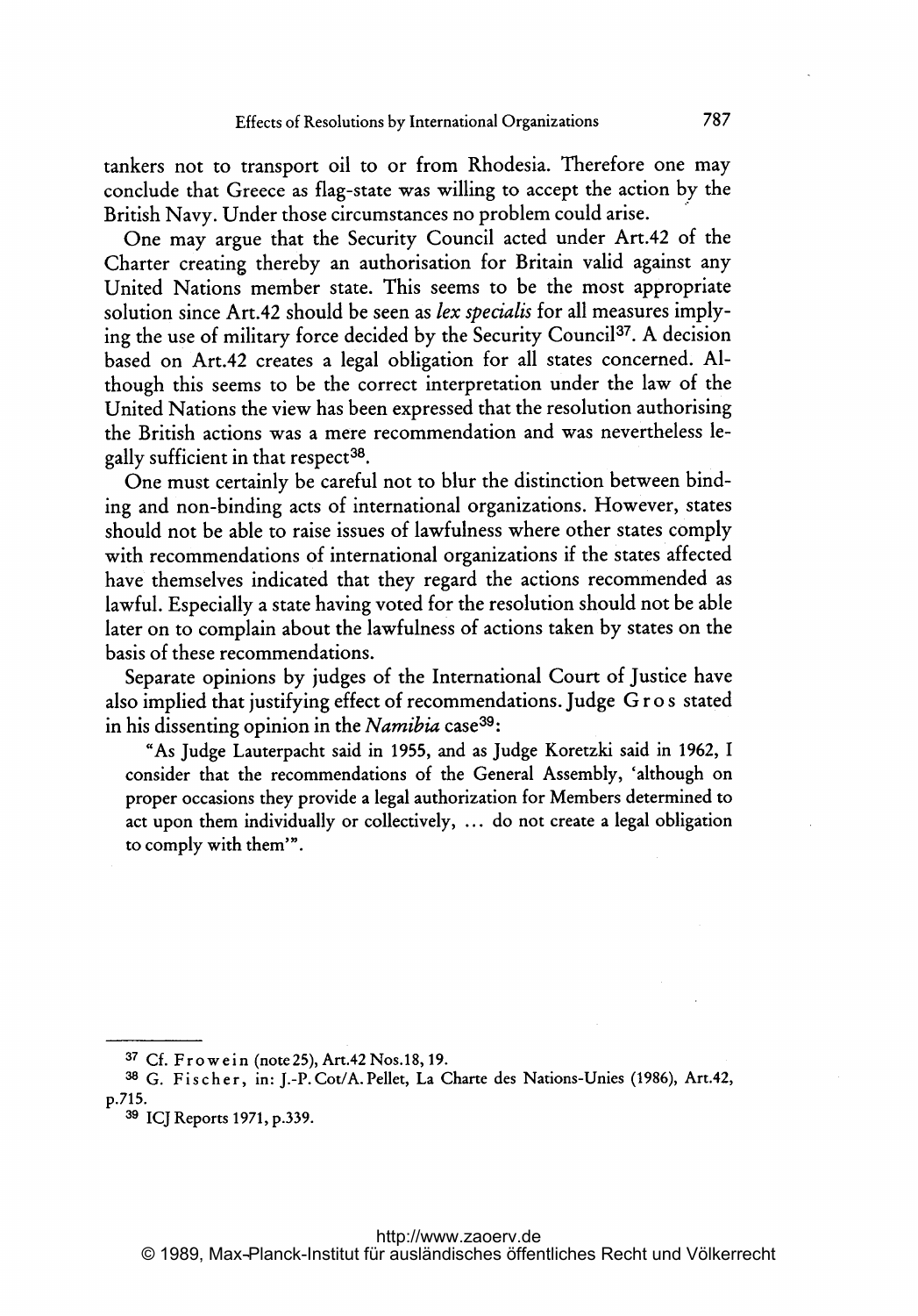tankers not to transport oil to or from Rhodesia. Therefore one may conclude that Greece as flag-state was willing to accept the action by the British Navy. Under those circumstances no problem could arise.

One may argue that the Security Council acted under Art.42 of the Charter creating thereby an authorisation for Britain valid against any United Nations member state. This seems to be the most appropriate solution since Art.42 should be seen as *lex specialis* for all measures implying the use of military force decided by the Security Council[37]. A decision based on Art.42 creates a legal obligation for all states concerned. Although this seems to be the correct interpretation under the law of the United Nations the view has been expressed that the resolution authorising the British actions was a mere recommendation and was nevertheless legally sufficient in that respect[38].

One must certainly be careful not to blur the distinction between binding and non-binding acts of international organizations. However, states should not be able to raise issues of lawfulness where other states comply with recommendations of international organizations if the states affected have themselves indicated that they regard the actions recommended as lawful. Especially a state having voted for the resolution should not be able later on to complain about the lawfulness of actions taken by states on the basis of these recommendations.

Separate opinions by judges of the International Court of Justice have also implied that justifying effect of recommendations. Judge Gros stated in his dissenting opinion in the *Namibia* case[39]:

> "As Judge Lauterpacht said in 1955, and as Judge Koretzki said in 1962, I consider that the recommendations of the General Assembly, 'although on proper occasions they provide a legal authorization for Members determined to act upon them individually or collectively, ... do not create a legal obligation to comply with them'".

---

[37] Cf. Frowein (note 25), Art.42 Nos.18, 19.

[38] G. Fischer, in: J.-P. Cot/A. Pellet, La Charte des Nations-Unies (1986), Art.42, p.715.

[39] ICJ Reports 1971, p.339.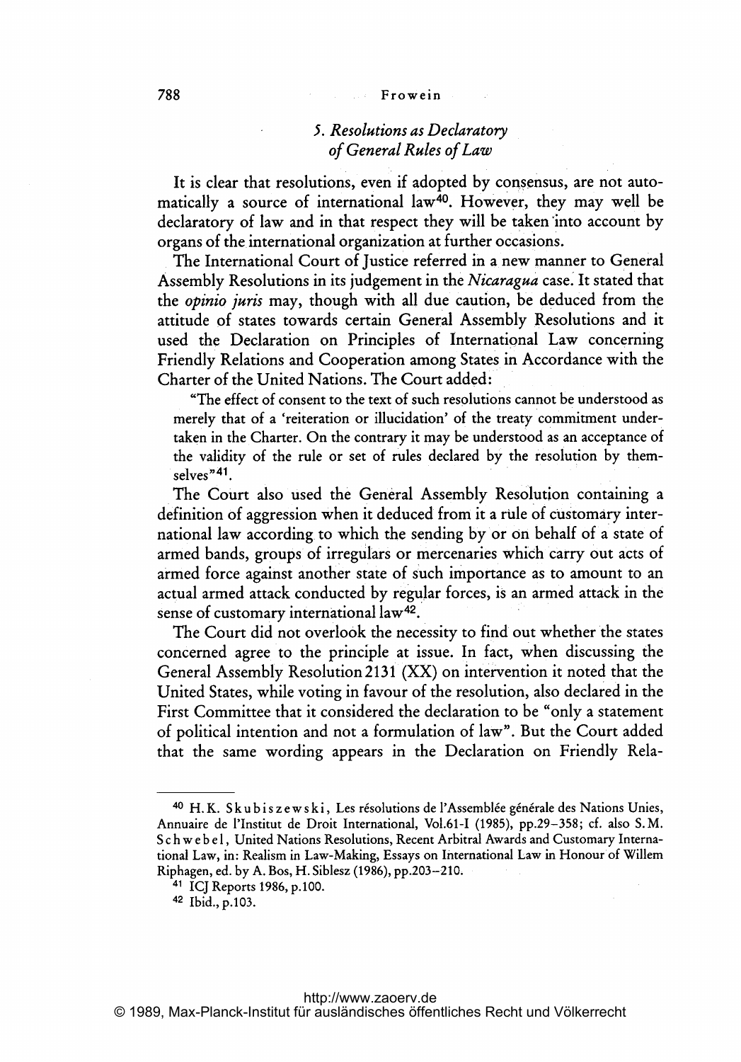### 5. *Resolutions as Declaratory of General Rules of Law*

It is clear that resolutions, even if adopted by consensus, are not automatically a source of international law[40]. However, they may well be declaratory of law and in that respect they will be taken into account by organs of the international organization at further occasions.

The International Court of Justice referred in a new manner to General Assembly Resolutions in its judgement in the *Nicaragua* case. It stated that the *opinio juris* may, though with all due caution, be deduced from the attitude of states towards certain General Assembly Resolutions and it used the Declaration on Principles of International Law concerning Friendly Relations and Cooperation among States in Accordance with the Charter of the United Nations. The Court added:

> "The effect of consent to the text of such resolutions cannot be understood as merely that of a 'reiteration or illucidation' of the treaty commitment undertaken in the Charter. On the contrary it may be understood as an acceptance of the validity of the rule or set of rules declared by the resolution by themselves"[41].

The Court also used the General Assembly Resolution containing a definition of aggression when it deduced from it a rule of customary international law according to which the sending by or on behalf of a state of armed bands, groups of irregulars or mercenaries which carry out acts of armed force against another state of such importance as to amount to an actual armed attack conducted by regular forces, is an armed attack in the sense of customary international law[42].

The Court did not overlook the necessity to find out whether the states concerned agree to the principle at issue. In fact, when discussing the General Assembly Resolution 2131 (XX) on intervention it noted that the United States, while voting in favour of the resolution, also declared in the First Committee that it considered the declaration to be "only a statement of political intention and not a formulation of law". But the Court added that the same wording appears in the Declaration on Friendly Rela-

---

[40] H.K. Skubiszewski, Les résolutions de l'Assemblée générale des Nations Unies, Annuaire de l'Institut de Droit International, Vol.61-I (1985), pp.29–358; cf. also S.M. Schwebel, United Nations Resolutions, Recent Arbitral Awards and Customary International Law, in: Realism in Law-Making, Essays on International Law in Honour of Willem Riphagen, ed. by A. Bos, H. Siblesz (1986), pp.203–210.

[41] ICJ Reports 1986, p.100.

[42] Ibid., p.103.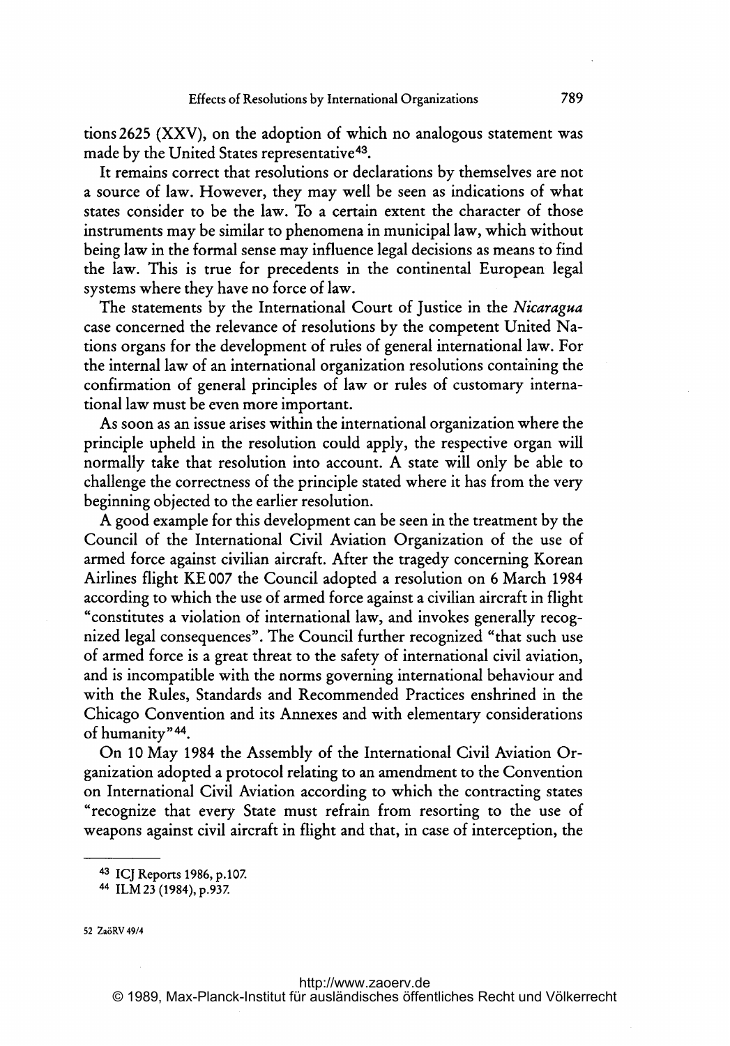tions 2625 (XXV), on the adoption of which no analogous statement was made by the United States representative[43].

It remains correct that resolutions or declarations by themselves are not a source of law. However, they may well be seen as indications of what states consider to be the law. To a certain extent the character of those instruments may be similar to phenomena in municipal law, which without being law in the formal sense may influence legal decisions as means to find the law. This is true for precedents in the continental European legal systems where they have no force of law.

The statements by the International Court of Justice in the *Nicaragua* case concerned the relevance of resolutions by the competent United Nations organs for the development of rules of general international law. For the internal law of an international organization resolutions containing the confirmation of general principles of law or rules of customary international law must be even more important.

As soon as an issue arises within the international organization where the principle upheld in the resolution could apply, the respective organ will normally take that resolution into account. A state will only be able to challenge the correctness of the principle stated where it has from the very beginning objected to the earlier resolution.

A good example for this development can be seen in the treatment by the Council of the International Civil Aviation Organization of the use of armed force against civilian aircraft. After the tragedy concerning Korean Airlines flight KE 007 the Council adopted a resolution on 6 March 1984 according to which the use of armed force against a civilian aircraft in flight "constitutes a violation of international law, and invokes generally recognized legal consequences". The Council further recognized "that such use of armed force is a great threat to the safety of international civil aviation, and is incompatible with the norms governing international behaviour and with the Rules, Standards and Recommended Practices enshrined in the Chicago Convention and its Annexes and with elementary considerations of humanity"[44].

On 10 May 1984 the Assembly of the International Civil Aviation Organization adopted a protocol relating to an amendment to the Convention on International Civil Aviation according to which the contracting states "recognize that every State must refrain from resorting to the use of weapons against civil aircraft in flight and that, in case of interception, the

---

[43] ICJ Reports 1986, p.107.

[44] ILM 23 (1984), p.937.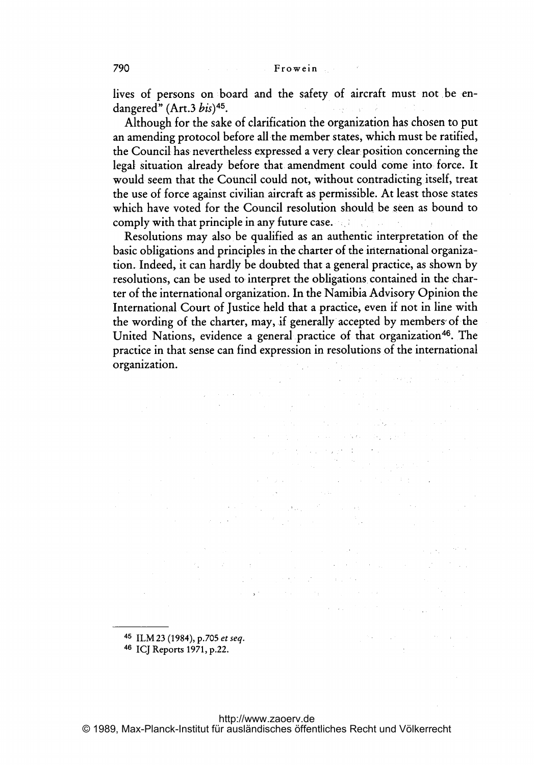lives of persons on board and the safety of aircraft must not be endangered" (Art.3 *bis*)[45].

Although for the sake of clarification the organization has chosen to put an amending protocol before all the member states, which must be ratified, the Council has nevertheless expressed a very clear position concerning the legal situation already before that amendment could come into force. It would seem that the Council could not, without contradicting itself, treat the use of force against civilian aircraft as permissible. At least those states which have voted for the Council resolution should be seen as bound to comply with that principle in any future case.

Resolutions may also be qualified as an authentic interpretation of the basic obligations and principles in the charter of the international organization. Indeed, it can hardly be doubted that a general practice, as shown by resolutions, can be used to interpret the obligations contained in the charter of the international organization. In the Namibia Advisory Opinion the International Court of Justice held that a practice, even if not in line with the wording of the charter, may, if generally accepted by members of the United Nations, evidence a general practice of that organization[46]. The practice in that sense can find expression in resolutions of the international organization.

---

[45] ILM 23 (1984), p.705 *et seq.*

[46] ICJ Reports 1971, p.22.